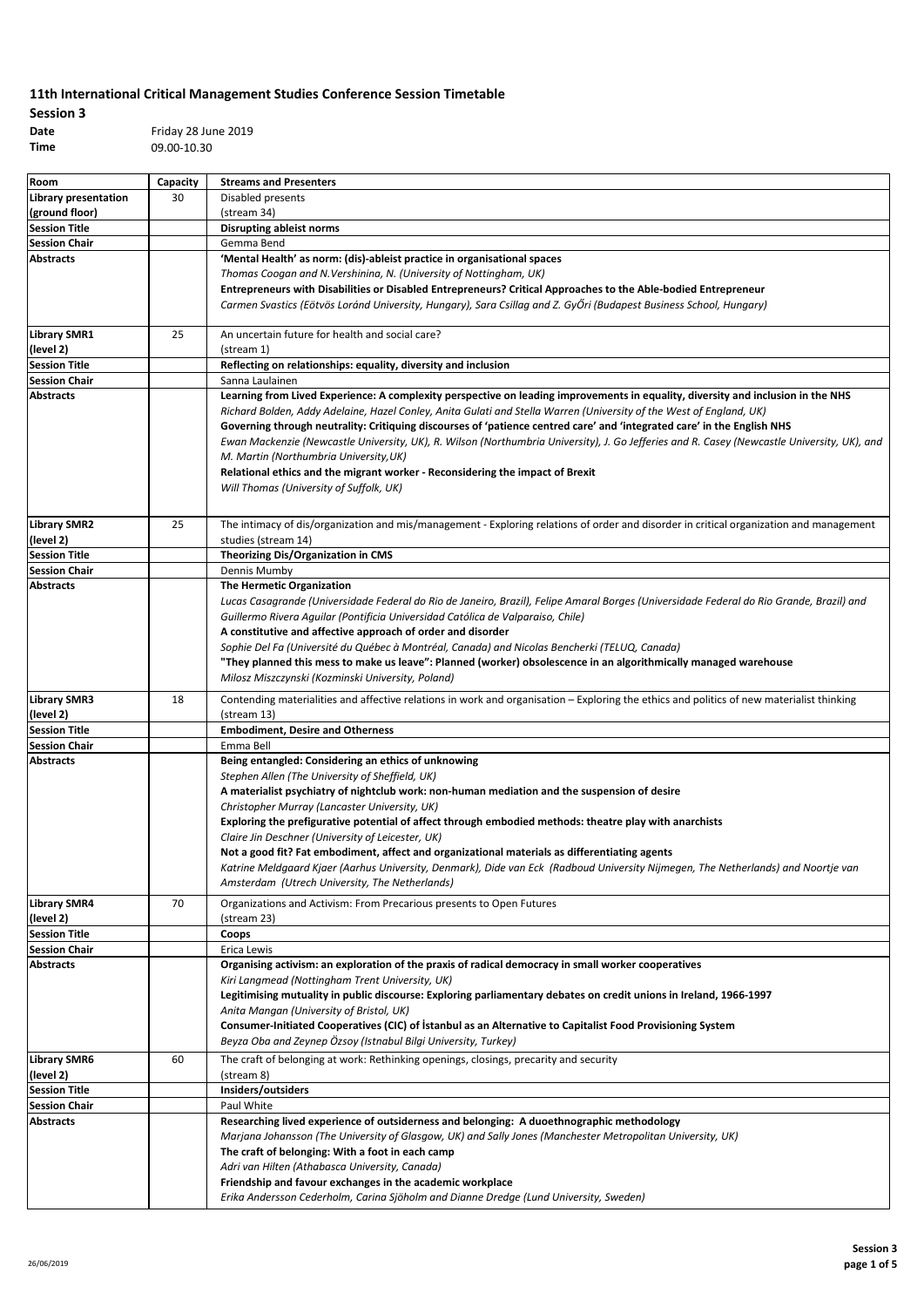# 11th International Critical Management Studies Conference Session Timetable

**Session 3**

**Date** Friday 28 June 2019

**Time** 09.00-10.30

| Room | Capacity | Streams and Presenters |
|---|---|---|
| **Library presentation (ground floor)** | 30 | Disabled presents (stream 34) |
| **Session Title** | | **Disrupting ableist norms** |
| **Session Chair** | | Gemma Bend |
| **Abstracts** | | **'Mental Health' as norm: (dis)-ableist practice in organisational spaces** *Thomas Coogan and N.Vershinina, N. (University of Nottingham, UK)* **Entrepreneurs with Disabilities or Disabled Entrepreneurs? Critical Approaches to the Able-bodied Entrepreneur** *Carmen Svastics (Eötvös Loránd University, Hungary), Sara Csillag and Z. GyŐri (Budapest Business School, Hungary)* |
| **Library SMR1 (level 2)** | 25 | An uncertain future for health and social care? (stream 1) |
| **Session Title** | | **Reflecting on relationships: equality, diversity and inclusion** |
| **Session Chair** | | Sanna Laulainen |
| **Abstracts** | | **Learning from Lived Experience: A complexity perspective on leading improvements in equality, diversity and inclusion in the NHS** *Richard Bolden, Addy Adelaine, Hazel Conley, Anita Gulati and Stella Warren (University of the West of England, UK)* **Governing through neutrality: Critiquing discourses of 'patience centred care' and 'integrated care' in the English NHS** *Ewan Mackenzie (Newcastle University, UK), R. Wilson (Northumbria University), J. Go Jefferies and R. Casey (Newcastle University, UK), and M. Martin (Northumbria University,UK)* **Relational ethics and the migrant worker - Reconsidering the impact of Brexit** *Will Thomas (University of Suffolk, UK)* |
| **Library SMR2 (level 2)** | 25 | The intimacy of dis/organization and mis/management - Exploring relations of order and disorder in critical organization and management studies (stream 14) |
| **Session Title** | | **Theorizing Dis/Organization in CMS** |
| **Session Chair** | | Dennis Mumby |
| **Abstracts** | | **The Hermetic Organization** *Lucas Casagrande (Universidade Federal do Rio de Janeiro, Brazil), Felipe Amaral Borges (Universidade Federal do Rio Grande, Brazil) and Guillermo Rivera Aguilar (Pontificia Universidad Católica de Valparaiso, Chile)* **A constitutive and affective approach of order and disorder** *Sophie Del Fa (Université du Québec à Montréal, Canada) and Nicolas Bencherki (TELUQ, Canada)* **"They planned this mess to make us leave": Planned (worker) obsolescence in an algorithmically managed warehouse** *Milosz Miszczynski (Kozminski University, Poland)* |
| **Library SMR3 (level 2)** | 18 | Contending materialities and affective relations in work and organisation – Exploring the ethics and politics of new materialist thinking (stream 13) |
| **Session Title** | | **Embodiment, Desire and Otherness** |
| **Session Chair** | | Emma Bell |
| **Abstracts** | | **Being entangled: Considering an ethics of unknowing** *Stephen Allen (The University of Sheffield, UK)* **A materialist psychiatry of nightclub work: non-human mediation and the suspension of desire** *Christopher Murray (Lancaster University, UK)* **Exploring the prefigurative potential of affect through embodied methods: theatre play with anarchists** *Claire Jin Deschner (University of Leicester, UK)* **Not a good fit? Fat embodiment, affect and organizational materials as differentiating agents** *Katrine Meldgaard Kjaer (Aarhus University, Denmark), Dide van Eck (Radboud University Nijmegen, The Netherlands) and Noortje van Amsterdam (Utrech University, The Netherlands)* |
| **Library SMR4 (level 2)** | 70 | Organizations and Activism: From Precarious presents to Open Futures (stream 23) |
| **Session Title** | | **Coops** |
| **Session Chair** | | Erica Lewis |
| **Abstracts** | | **Organising activism: an exploration of the praxis of radical democracy in small worker cooperatives** *Kiri Langmead (Nottingham Trent University, UK)* **Legitimising mutuality in public discourse: Exploring parliamentary debates on credit unions in Ireland, 1966-1997** *Anita Mangan (University of Bristol, UK)* **Consumer-Initiated Cooperatives (CIC) of İstanbul as an Alternative to Capitalist Food Provisioning System** *Beyza Oba and Zeynep Özsoy (Istnabul Bilgi University, Turkey)* |
| **Library SMR6 (level 2)** | 60 | The craft of belonging at work: Rethinking openings, closings, precarity and security (stream 8) |
| **Session Title** | | **Insiders/outsiders** |
| **Session Chair** | | Paul White |
| **Abstracts** | | **Researching lived experience of outsiderness and belonging: A duoethnographic methodology** *Marjana Johansson (The University of Glasgow, UK) and Sally Jones (Manchester Metropolitan University, UK)* **The craft of belonging: With a foot in each camp** *Adri van Hilten (Athabasca University, Canada)* **Friendship and favour exchanges in the academic workplace** *Erika Andersson Cederholm, Carina Sjöholm and Dianne Dredge (Lund University, Sweden)* |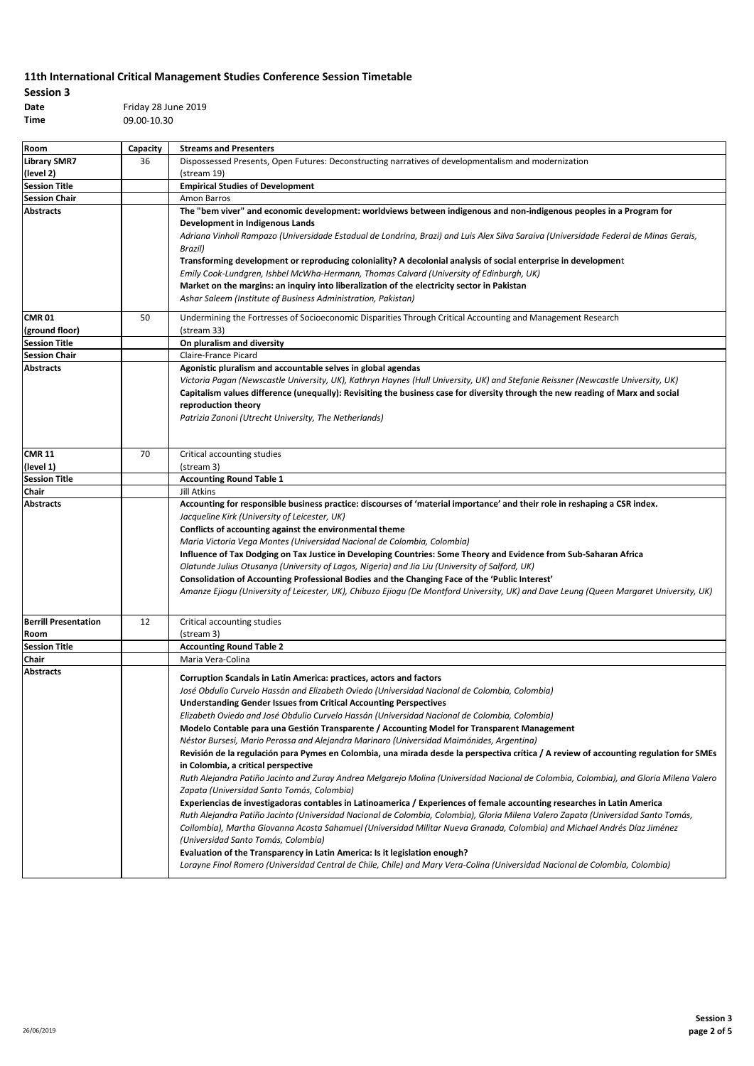# 11th International Critical Management Studies Conference Session Timetable

**Session 3**

**Date** Friday 28 June 2019

**Time** 09.00-10.30

| Room | Capacity | Streams and Presenters |
|---|---|---|
| **Library SMR7 (level 2)** | 36 | Dispossessed Presents, Open Futures: Deconstructing narratives of developmentalism and modernization (stream 19) |
| **Session Title** | | **Empirical Studies of Development** |
| **Session Chair** | | Amon Barros |
| **Abstracts** | | **The "bem viver" and economic development: worldviews between indigenous and non-indigenous peoples in a Program for Development in Indigenous Lands** *Adriana Vinholi Rampazo (Universidade Estadual de Londrina, Brazil) and Luis Alex Silva Saraiva (Universidade Federal de Minas Gerais, Brazil)* **Transforming development or reproducing coloniality? A decolonial analysis of social enterprise in development** *Emily Cook-Lundgren, Ishbel McWha-Hermann, Thomas Calvard (University of Edinburgh, UK)* **Market on the margins: an inquiry into liberalization of the electricity sector in Pakistan** *Ashar Saleem (Institute of Business Administration, Pakistan)* |
| **CMR 01 (ground floor)** | 50 | Undermining the Fortresses of Socioeconomic Disparities Through Critical Accounting and Management Research (stream 33) |
| **Session Title** | | **On pluralism and diversity** |
| **Session Chair** | | Claire-France Picard |
| **Abstracts** | | **Agonistic pluralism and accountable selves in global agendas** *Victoria Pagan (Newscastle University, UK), Kathryn Haynes (Hull University, UK) and Stefanie Reissner (Newcastle University, UK)* **Capitalism values difference (unequally): Revisiting the business case for diversity through the new reading of Marx and social reproduction theory** *Patrizia Zanoni (Utrecht University, The Netherlands)* |
| **CMR 11 (level 1)** | 70 | Critical accounting studies (stream 3) |
| **Session Title** | | **Accounting Round Table 1** |
| **Chair** | | Jill Atkins |
| **Abstracts** | | **Accounting for responsible business practice: discourses of 'material importance' and their role in reshaping a CSR index.** *Jacqueline Kirk (University of Leicester, UK)* **Conflicts of accounting against the environmental theme** *Maria Victoria Vega Montes (Universidad Nacional de Colombia, Colombia)* **Influence of Tax Dodging on Tax Justice in Developing Countries: Some Theory and Evidence from Sub-Saharan Africa** *Olatunde Julius Otusanya (University of Lagos, Nigeria) and Jia Liu (University of Salford, UK)* **Consolidation of Accounting Professional Bodies and the Changing Face of the 'Public Interest'** *Amanze Ejiogu (University of Leicester, UK), Chibuzo Ejiogu (De Montford University, UK) and Dave Leung (Queen Margaret University, UK)* |
| **Berrill Presentation Room** | 12 | Critical accounting studies (stream 3) |
| **Session Title** | | **Accounting Round Table 2** |
| **Chair** | | Maria Vera-Colina |
| **Abstracts** | | **Corruption Scandals in Latin America: practices, actors and factors** *José Obdulio Curvelo Hassán and Elizabeth Oviedo (Universidad Nacional de Colombia, Colombia)* **Understanding Gender Issues from Critical Accounting Perspectives** *Elizabeth Oviedo and José Obdulio Curvelo Hassán (Universidad Nacional de Colombia, Colombia)* **Modelo Contable para una Gestión Transparente / Accounting Model for Transparent Management** *Néstor Bursesi, Mario Perossa and Alejandra Marinaro (Universidad Maimónides, Argentina)* **Revisión de la regulación para Pymes en Colombia, una mirada desde la perspectiva crítica / A review of accounting regulation for SMEs in Colombia, a critical perspective** *Ruth Alejandra Patiño Jacinto and Zuray Andrea Melgarejo Molina (Universidad Nacional de Colombia, Colombia), and Gloria Milena Valero Zapata (Universidad Santo Tomás, Colombia)* **Experiencias de investigadoras contables in Latinoamerica / Experiences of female accounting researches in Latin America** *Ruth Alejandra Patiño Jacinto (Universidad Nacional de Colombia, Colombia), Gloria Milena Valero Zapata (Universidad Santo Tomás, Coilombia), Martha Giovanna Acosta Sahamuel (Universidad Militar Nueva Granada, Colombia) and Michael Andrés Díaz Jiménez (Universidad Santo Tomás, Colombia)* **Evaluation of the Transparency in Latin America: Is it legislation enough?** *Lorayne Finol Romero (Universidad Central de Chile, Chile) and Mary Vera-Colina (Universidad Nacional de Colombia, Colombia)* |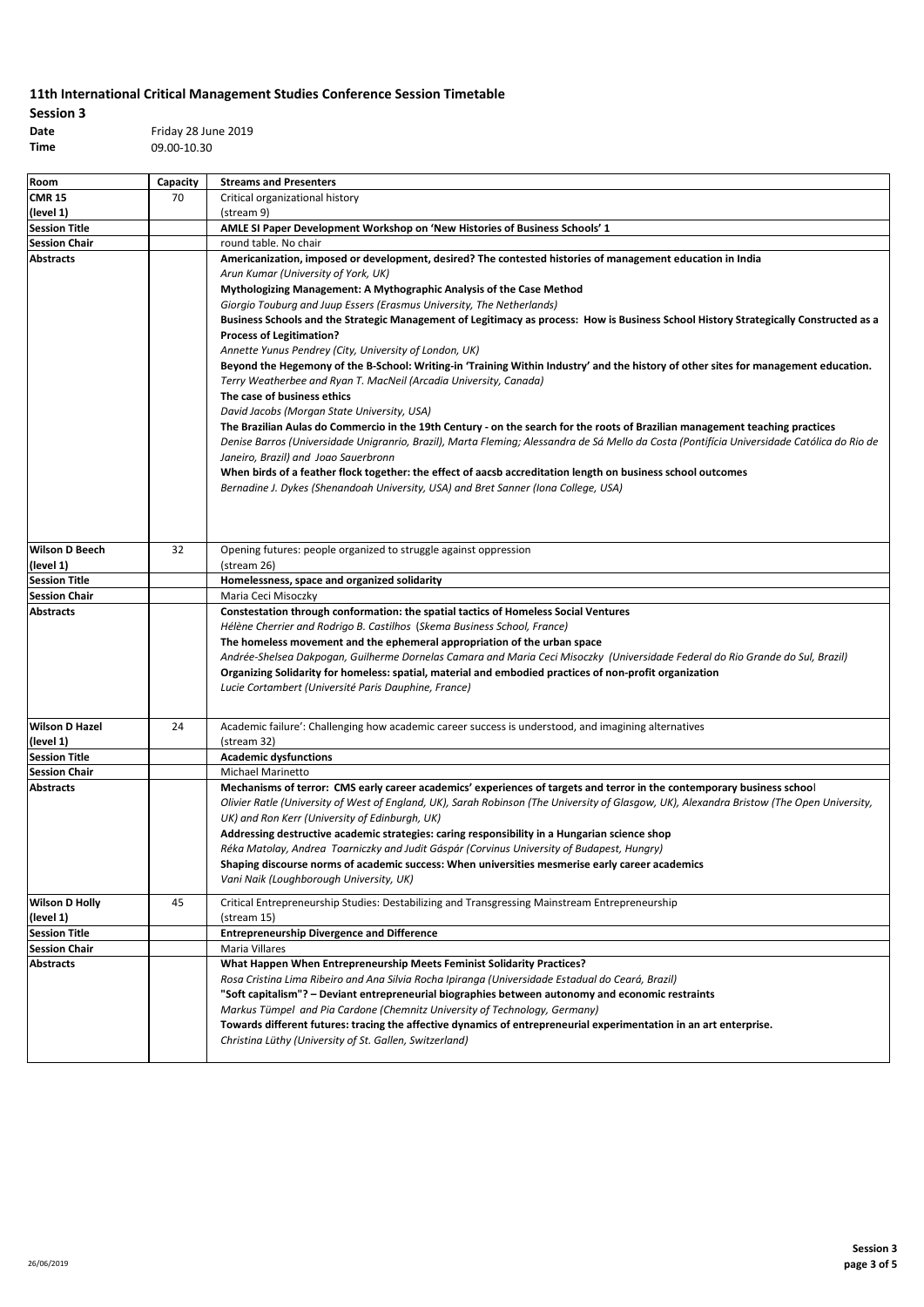# 11th International Critical Management Studies Conference Session Timetable

**Session 3**

**Date** Friday 28 June 2019
**Time** 09.00-10.30

| Room | Capacity | Streams and Presenters |
|---|---|---|
| **CMR 15 (level 1)** | 70 | Critical organizational history (stream 9) |
| **Session Title** | | **AMLE SI Paper Development Workshop on 'New Histories of Business Schools' 1** |
| **Session Chair** | | round table. No chair |
| **Abstracts** | | **Americanization, imposed or development, desired? The contested histories of management education in India**<br>*Arun Kumar (University of York, UK)*<br>**Mythologizing Management: A Mythographic Analysis of the Case Method**<br>*Giorgio Touburg and Juup Essers (Erasmus University, The Netherlands)*<br>**Business Schools and the Strategic Management of Legitimacy as process: How is Business School History Strategically Constructed as a Process of Legitimation?**<br>*Annette Yunus Pendrey (City, University of London, UK)*<br>**Beyond the Hegemony of the B-School: Writing-in 'Training Within Industry' and the history of other sites for management education.**<br>*Terry Weatherbee and Ryan T. MacNeil (Arcadia University, Canada)*<br>**The case of business ethics**<br>*David Jacobs (Morgan State University, USA)*<br>**The Brazilian Aulas do Commercio in the 19th Century - on the search for the roots of Brazilian management teaching practices**<br>*Denise Barros (Universidade Unigranrio, Brazil), Marta Fleming; Alessandra de Sá Mello da Costa (Pontifícia Universidade Católica do Rio de Janeiro, Brazil) and Joao Sauerbronn*<br>**When birds of a feather flock together: the effect of aacsb accreditation length on business school outcomes**<br>*Bernadine J. Dykes (Shenandoah University, USA) and Bret Sanner (Iona College, USA)* |
| **Wilson D Beech (level 1)** | 32 | Opening futures: people organized to struggle against oppression (stream 26) |
| **Session Title** | | **Homelessness, space and organized solidarity** |
| **Session Chair** | | Maria Ceci Misoczky |
| **Abstracts** | | **Contestation through conformation: the spatial tactics of Homeless Social Ventures**<br>*Hélène Cherrier and Rodrigo B. Castilhos (Skema Business School, France)*<br>**The homeless movement and the ephemeral appropriation of the urban space**<br>*Andrée-Shelsea Dakpogan, Guilherme Dornelas Camara and Maria Ceci Misoczky (Universidade Federal do Rio Grande do Sul, Brazil)*<br>**Organizing Solidarity for homeless: spatial, material and embodied practices of non-profit organization**<br>*Lucie Cortambert (Université Paris Dauphine, France)* |
| **Wilson D Hazel (level 1)** | 24 | Academic failure': Challenging how academic career success is understood, and imagining alternatives (stream 32) |
| **Session Title** | | **Academic dysfunctions** |
| **Session Chair** | | Michael Marinetto |
| **Abstracts** | | **Mechanisms of terror: CMS early career academics' experiences of targets and terror in the contemporary business school**<br>*Olivier Ratle (University of West of England, UK), Sarah Robinson (The University of Glasgow, UK), Alexandra Bristow (The Open University, UK) and Ron Kerr (University of Edinburgh, UK)*<br>**Addressing destructive academic strategies: caring responsibility in a Hungarian science shop**<br>*Réka Matolay, Andrea Toarniczky and Judit Gáspár (Corvinus University of Budapest, Hungry)*<br>**Shaping discourse norms of academic success: When universities mesmerise early career academics**<br>*Vani Naik (Loughborough University, UK)* |
| **Wilson D Holly (level 1)** | 45 | Critical Entrepreneurship Studies: Destabilizing and Transgressing Mainstream Entrepreneurship (stream 15) |
| **Session Title** | | **Entrepreneurship Divergence and Difference** |
| **Session Chair** | | Maria Villares |
| **Abstracts** | | **What Happen When Entrepreneurship Meets Feminist Solidarity Practices?**<br>*Rosa Cristina Lima Ribeiro and Ana Silvia Rocha Ipiranga (Universidade Estadual do Ceará, Brazil)*<br>**"Soft capitalism"? – Deviant entrepreneurial biographies between autonomy and economic restraints**<br>*Markus Tümpel and Pia Cardone (Chemnitz University of Technology, Germany)*<br>**Towards different futures: tracing the affective dynamics of entrepreneurial experimentation in an art enterprise.**<br>*Christina Lüthy (University of St. Gallen, Switzerland)* |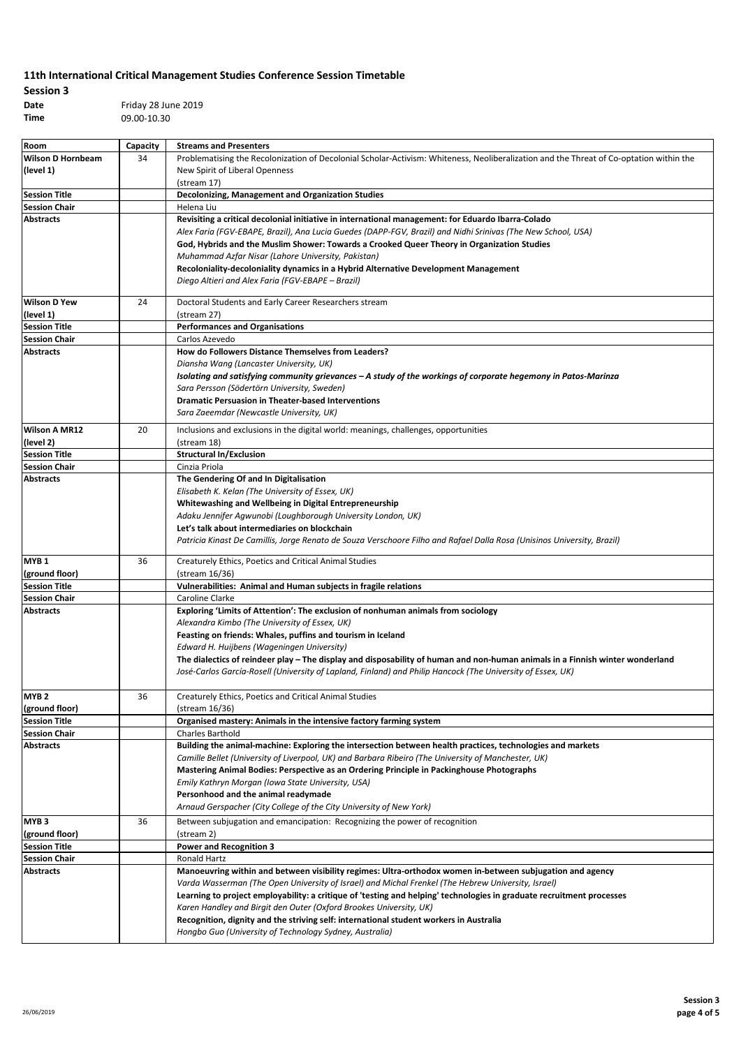## 11th International Critical Management Studies Conference Session Timetable

**Session 3**

**Date** Friday 28 June 2019

**Time** 09.00-10.30

| Room | Capacity | Streams and Presenters |
|---|---|---|
| **Wilson D Hornbeam (level 1)** | 34 | Problematising the Recolonization of Decolonial Scholar-Activism: Whiteness, Neoliberalization and the Threat of Co-optation within the New Spirit of Liberal Openness (stream 17) |
| **Session Title** | | **Decolonizing, Management and Organization Studies** |
| **Session Chair** | | Helena Liu |
| **Abstracts** | | **Revisiting a critical decolonial initiative in international management: for Eduardo Ibarra-Colado**<br>*Alex Faria (FGV-EBAPE, Brazil), Ana Lucia Guedes (DAPP-FGV, Brazil) and Nidhi Srinivas (The New School, USA)*<br>**God, Hybrids and the Muslim Shower: Towards a Crooked Queer Theory in Organization Studies**<br>*Muhammad Azfar Nisar (Lahore University, Pakistan)*<br>**Recoloniality-decoloniality dynamics in a Hybrid Alternative Development Management**<br>*Diego Altieri and Alex Faria (FGV-EBAPE – Brazil)* |
| **Wilson D Yew (level 1)** | 24 | Doctoral Students and Early Career Researchers stream (stream 27) |
| **Session Title** | | **Performances and Organisations** |
| **Session Chair** | | Carlos Azevedo |
| **Abstracts** | | **How do Followers Distance Themselves from Leaders?**<br>*Diansha Wang (Lancaster University, UK)*<br>***Isolating and satisfying community grievances – A study of the workings of corporate hegemony in Patos-Marinza***<br>*Sara Persson (Södertörn University, Sweden)*<br>**Dramatic Persuasion in Theater-based Interventions**<br>*Sara Zaeemdar (Newcastle University, UK)* |
| **Wilson A MR12 (level 2)** | 20 | Inclusions and exclusions in the digital world: meanings, challenges, opportunities (stream 18) |
| **Session Title** | | **Structural In/Exclusion** |
| **Session Chair** | | Cinzia Priola |
| **Abstracts** | | **The Gendering Of and In Digitalisation**<br>*Elisabeth K. Kelan (The University of Essex, UK)*<br>**Whitewashing and Wellbeing in Digital Entrepreneurship**<br>*Adaku Jennifer Agwunobi (Loughborough University London, UK)*<br>**Let's talk about intermediaries on blockchain**<br>*Patricia Kinast De Camillis, Jorge Renato de Souza Verschoore Filho and Rafael Dalla Rosa (Unisinos University, Brazil)* |
| **MYB 1 (ground floor)** | 36 | Creaturely Ethics, Poetics and Critical Animal Studies (stream 16/36) |
| **Session Title** | | **Vulnerabilities: Animal and Human subjects in fragile relations** |
| **Session Chair** | | Caroline Clarke |
| **Abstracts** | | **Exploring 'Limits of Attention': The exclusion of nonhuman animals from sociology**<br>*Alexandra Kimbo (The University of Essex, UK)*<br>**Feasting on friends: Whales, puffins and tourism in Iceland**<br>*Edward H. Huijbens (Wageningen University)*<br>**The dialectics of reindeer play – The display and disposability of human and non-human animals in a Finnish winter wonderland**<br>*José-Carlos García-Rosell (University of Lapland, Finland) and Philip Hancock (The University of Essex, UK)* |
| **MYB 2 (ground floor)** | 36 | Creaturely Ethics, Poetics and Critical Animal Studies (stream 16/36) |
| **Session Title** | | **Organised mastery: Animals in the intensive factory farming system** |
| **Session Chair** | | Charles Barthold |
| **Abstracts** | | **Building the animal-machine: Exploring the intersection between health practices, technologies and markets**<br>*Camille Bellet (University of Liverpool, UK) and Barbara Ribeiro (The University of Manchester, UK)*<br>**Mastering Animal Bodies: Perspective as an Ordering Principle in Packinghouse Photographs**<br>*Emily Kathryn Morgan (Iowa State University, USA)*<br>**Personhood and the animal readymade**<br>*Arnaud Gerspacher (City College of the City University of New York)* |
| **MYB 3 (ground floor)** | 36 | Between subjugation and emancipation: Recognizing the power of recognition (stream 2) |
| **Session Title** | | **Power and Recognition 3** |
| **Session Chair** | | Ronald Hartz |
| **Abstracts** | | **Manoeuvring within and between visibility regimes: Ultra-orthodox women in-between subjugation and agency**<br>*Varda Wasserman (The Open University of Israel) and Michal Frenkel (The Hebrew University, Israel)*<br>**Learning to project employability: a critique of 'testing and helping' technologies in graduate recruitment processes**<br>*Karen Handley and Birgit den Outer (Oxford Brookes University, UK)*<br>**Recognition, dignity and the striving self: international student workers in Australia**<br>*Hongbo Guo (University of Technology Sydney, Australia)* |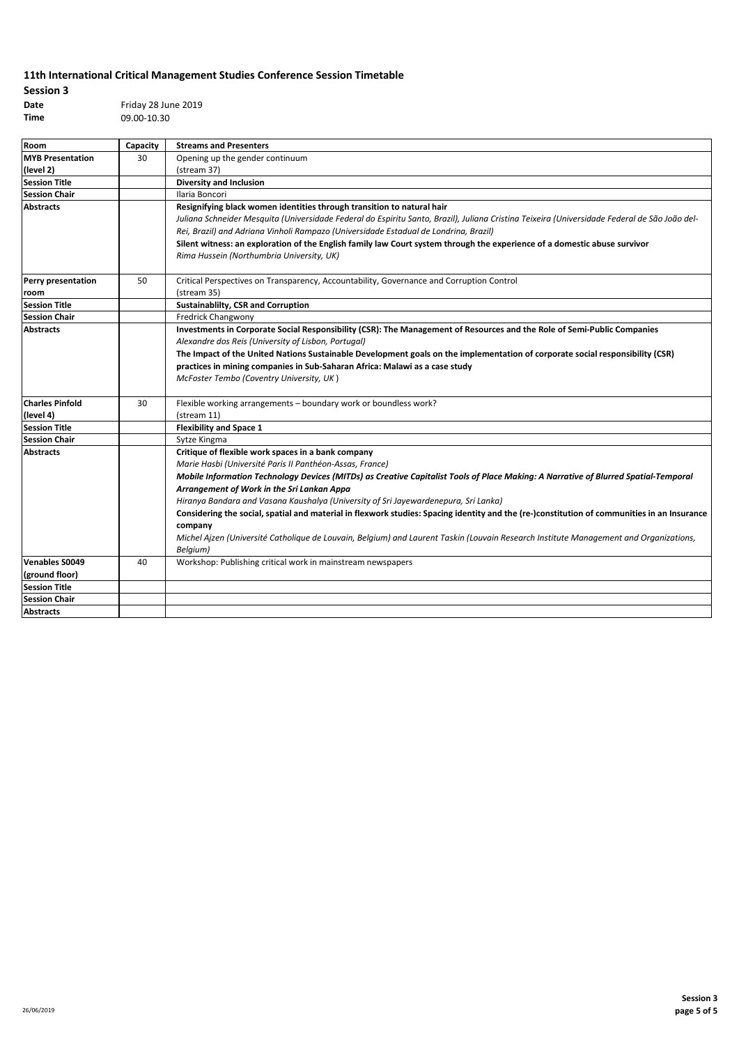# 11th International Critical Management Studies Conference Session Timetable

**Session 3**

**Date** Friday 28 June 2019

**Time** 09.00-10.30

| Room | Capacity | Streams and Presenters |
|---|---|---|
| **MYB Presentation (level 2)** | 30 | Opening up the gender continuum (stream 37) |
| **Session Title** | | **Diversity and Inclusion** |
| **Session Chair** | | Ilaria Boncori |
| **Abstracts** | | **Resignifying black women identities through transition to natural hair** *Juliana Schneider Mesquita (Universidade Federal do Espiritu Santo, Brazil), Juliana Cristina Teixeira (Universidade Federal de São João del-Rei, Brazil) and Adriana Vinholi Rampazo (Universidade Estadual de Londrina, Brazil)* **Silent witness: an exploration of the English family law Court system through the experience of a domestic abuse survivor** *Rima Hussein (Northumbria University, UK)* |
| **Perry presentation room** | 50 | Critical Perspectives on Transparency, Accountability, Governance and Corruption Control (stream 35) |
| **Session Title** | | **Sustainablilty, CSR and Corruption** |
| **Session Chair** | | Fredrick Changwony |
| **Abstracts** | | **Investments in Corporate Social Responsibility (CSR): The Management of Resources and the Role of Semi-Public Companies** *Alexandre dos Reis (University of Lisbon, Portugal)* **The Impact of the United Nations Sustainable Development goals on the implementation of corporate social responsibility (CSR) practices in mining companies in Sub-Saharan Africa: Malawi as a case study** *McFoster Tembo (Coventry University, UK)* |
| **Charles Pinfold (level 4)** | 30 | Flexible working arrangements – boundary work or boundless work? (stream 11) |
| **Session Title** | | **Flexibility and Space 1** |
| **Session Chair** | | Sytze Kingma |
| **Abstracts** | | **Critique of flexible work spaces in a bank company** *Marie Hasbi (Université Paris II Panthéon-Assas, France)* ***Mobile Information Technology Devices (MITDs) as Creative Capitalist Tools of Place Making: A Narrative of Blurred Spatial-Temporal Arrangement of Work in the Sri Lankan Appa*** *Hiranya Bandara and Vasana Kaushalya (University of Sri Jayewardenepura, Sri Lanka)* **Considering the social, spatial and material in flexwork studies: Spacing identity and the (re-)constitution of communities in an Insurance company** *Michel Ajzen (Université Catholique de Louvain, Belgium) and Laurent Taskin (Louvain Research Institute Management and Organizations, Belgium)* |
| **Venables S0049 (ground floor)** | 40 | Workshop: Publishing critical work in mainstream newspapers |
| **Session Title** | | |
| **Session Chair** | | |
| **Abstracts** | | |